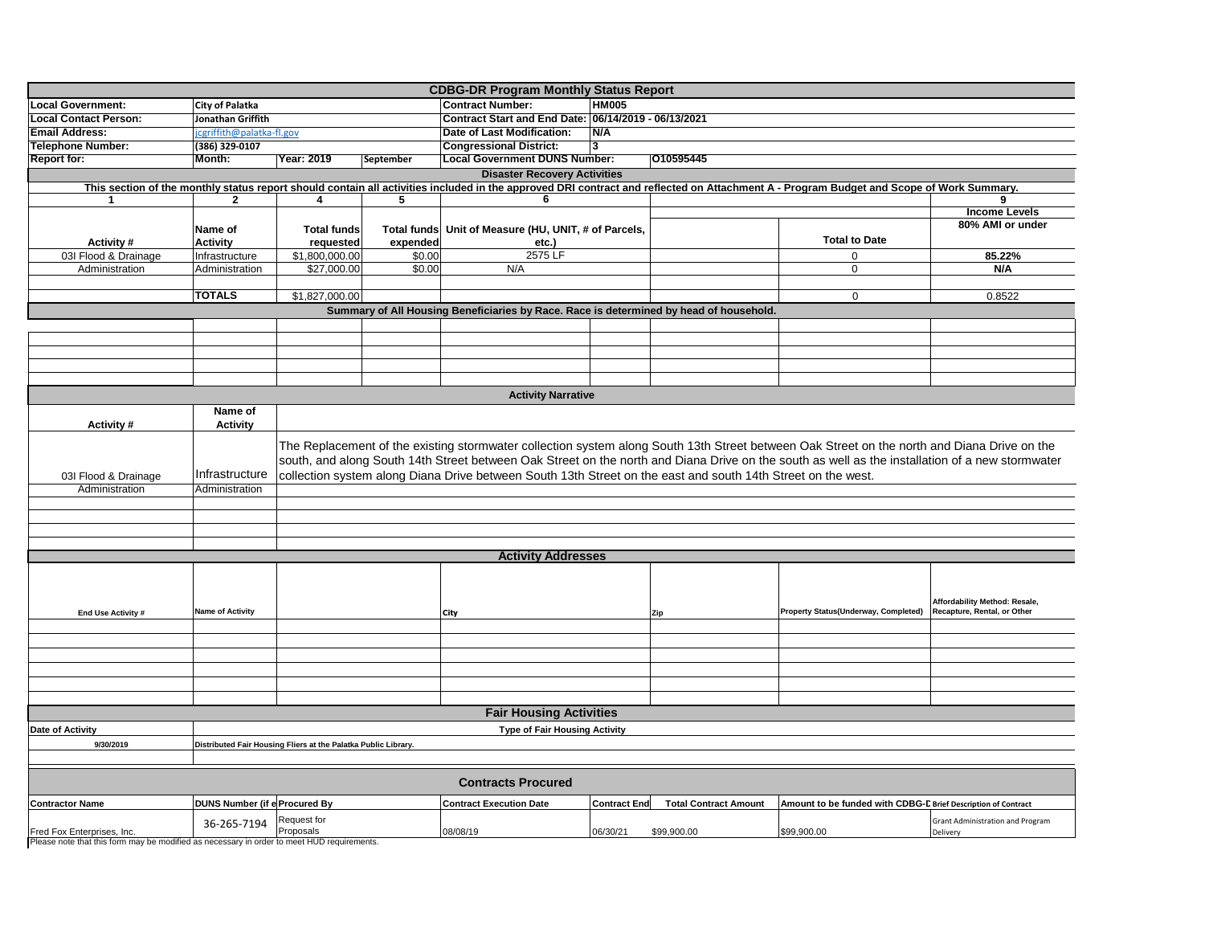# CDBG-DR Program Monthly Status Report

| | | | | | | |
|---|---|---|---|---|---|---|
| **Local Government:** | **City of Palatka** | | | **Contract Number:** | **HM005** | |
| **Local Contact Person:** | **Jonathan Griffith** | | | **Contract Start and End Date:** | **06/14/2019 - 06/13/2021** | |
| **Email Address:** | jcgriffith@palatka-fl.gov | | | **Date of Last Modification:** | **N/A** | |
| **Telephone Number:** | **(386) 329-0107** | | | **Congressional District:** | **3** | |
| **Report for:** | **Month:** | **Year: 2019** | **September** | **Local Government DUNS Number:** | | **O10595445** |

## Disaster Recovery Activities

**This section of the monthly status report should contain all activities included in the approved DRI contract and reflected on Attachment A - Program Budget and Scope of Work Summary.**

| 1 | 2 | 4 | 5 | 6 | | | 9 |
|---|---|---|---|---|---|---|---|
| | | | | | | | **Income Levels** |
| **Activity #** | **Name of Activity** | **Total funds requested** | **Total funds expended** | **Unit of Measure (HU, UNIT, # of Parcels, etc.)** | | **Total to Date** | **80% AMI or under** |
| 03I Flood & Drainage | Infrastructure | $1,800,000.00 | $0.00 | 2575 LF | | 0 | **85.22%** |
| Administration | Administration | $27,000.00 | $0.00 | N/A | | 0 | **N/A** |
| | | | | | | | |
| | **TOTALS** | $1,827,000.00 | | | | 0 | 0.8522 |

## Summary of All Housing Beneficiaries by Race. Race is determined by head of household.

| | | | | | | | |
|---|---|---|---|---|---|---|---|
| | | | | | | | |

## Activity Narrative

| Activity # | Name of Activity | |
|---|---|---|
| 03I Flood & Drainage | Infrastructure | The Replacement of the existing stormwater collection system along South 13th Street between Oak Street on the north and Diana Drive on the south, and along South 14th Street between Oak Street on the north and Diana Drive on the south as well as the installation of a new stormwater collection system along Diana Drive between South 13th Street on the east and south 14th Street on the west. |
| Administration | Administration | |

## Activity Addresses

| End Use Activity # | Name of Activity | | City | Zip | Property Status(Underway, Completed) | Affordability Method: Resale, Recapture, Rental, or Other |
|---|---|---|---|---|---|---|
| | | | | | | |

## Fair Housing Activities

| Date of Activity | Type of Fair Housing Activity |
|---|---|
| 9/30/2019 | Distributed Fair Housing Fliers at the Palatka Public Library. |

## Contracts Procured

| Contractor Name | DUNS Number (if e | Procured By | Contract Execution Date | Contract End | Total Contract Amount | Amount to be funded with CDBG-D | Brief Description of Contract |
|---|---|---|---|---|---|---|---|
| Fred Fox Enterprises, Inc. | 36-265-7194 | Request for Proposals | 08/08/19 | 06/30/21 | $99,900.00 | $99,900.00 | Grant Administration and Program Delivery |

Please note that this form may be modified as necessary in order to meet HUD requirements.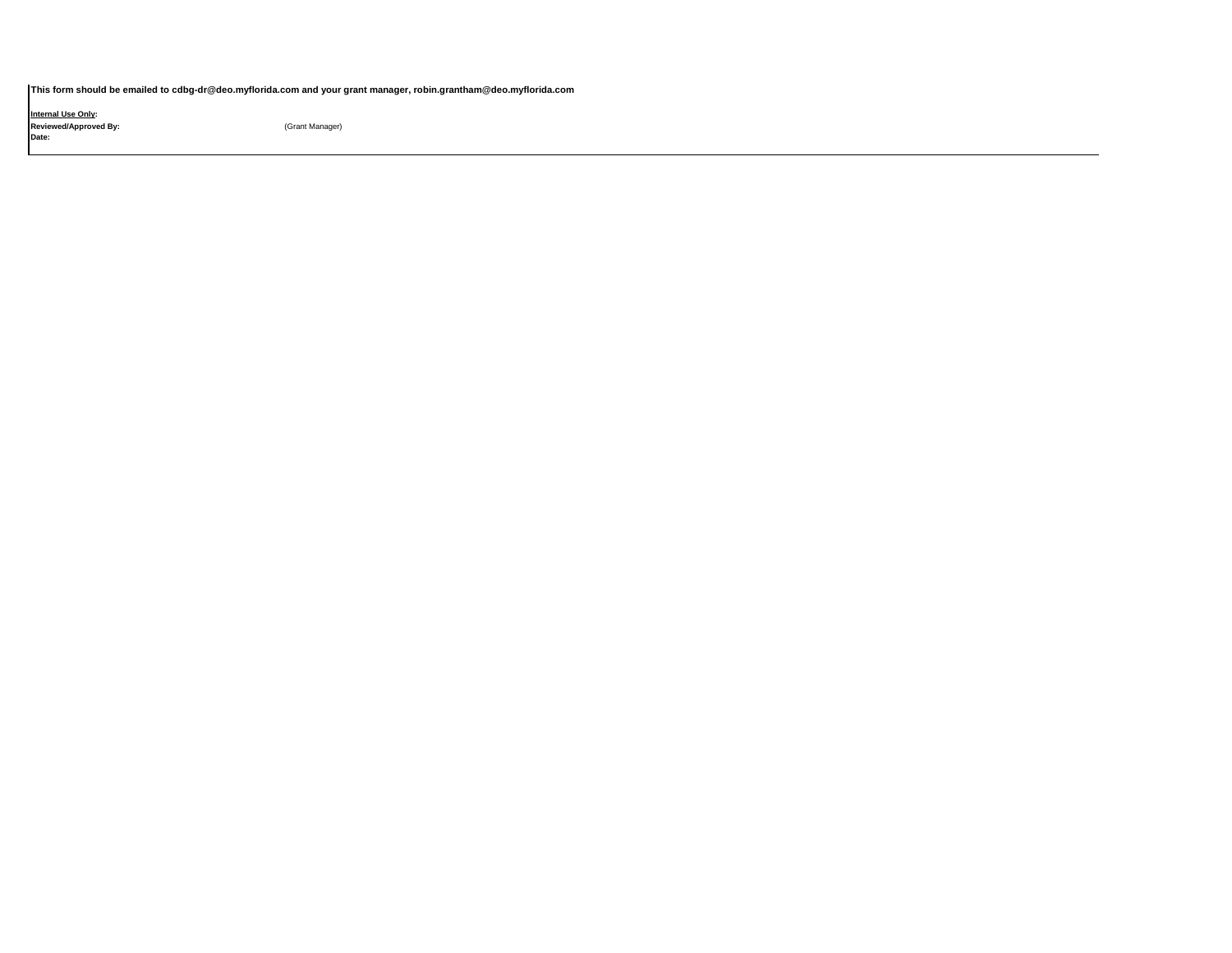**This form should be emailed to cdbg-dr@deo.myflorida.com and your grant manager, robin.grantham@deo.myflorida.com**

**Internal Use Only:**

**Reviewed/Approved By:** (Grant Manager)

**Date:**